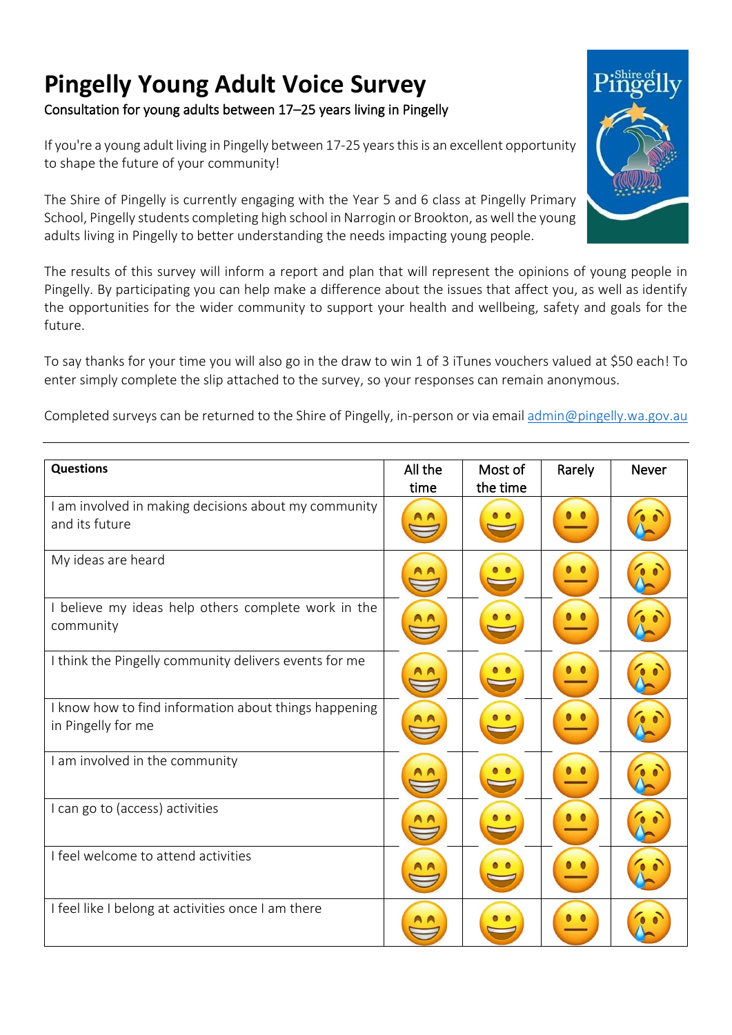# Pingelly Young Adult Voice Survey

Consultation for young adults between 17–25 years living in Pingelly

If you're a young adult living in Pingelly between 17-25 years this is an excellent opportunity to shape the future of your community!

The Shire of Pingelly is currently engaging with the Year 5 and 6 class at Pingelly Primary School, Pingelly students completing high school in Narrogin or Brookton, as well the young adults living in Pingelly to better understanding the needs impacting young people.

The results of this survey will inform a report and plan that will represent the opinions of young people in Pingelly. By participating you can help make a difference about the issues that affect you, as well as identify the opportunities for the wider community to support your health and wellbeing, safety and goals for the future.

To say thanks for your time you will also go in the draw to win 1 of 3 iTunes vouchers valued at $50 each! To enter simply complete the slip attached to the survey, so your responses can remain anonymous.

Completed surveys can be returned to the Shire of Pingelly, in-person or via email admin@pingelly.wa.gov.au

---

| Questions | All the time | Most of the time | Rarely | Never |
|---|---|---|---|---|
| I am involved in making decisions about my community and its future | | | | |
| My ideas are heard | | | | |
| I believe my ideas help others complete work in the community | | | | |
| I think the Pingelly community delivers events for me | | | | |
| I know how to find information about things happening in Pingelly for me | | | | |
| I am involved in the community | | | | |
| I can go to (access) activities | | | | |
| I feel welcome to attend activities | | | | |
| I feel like I belong at activities once I am there | | | | |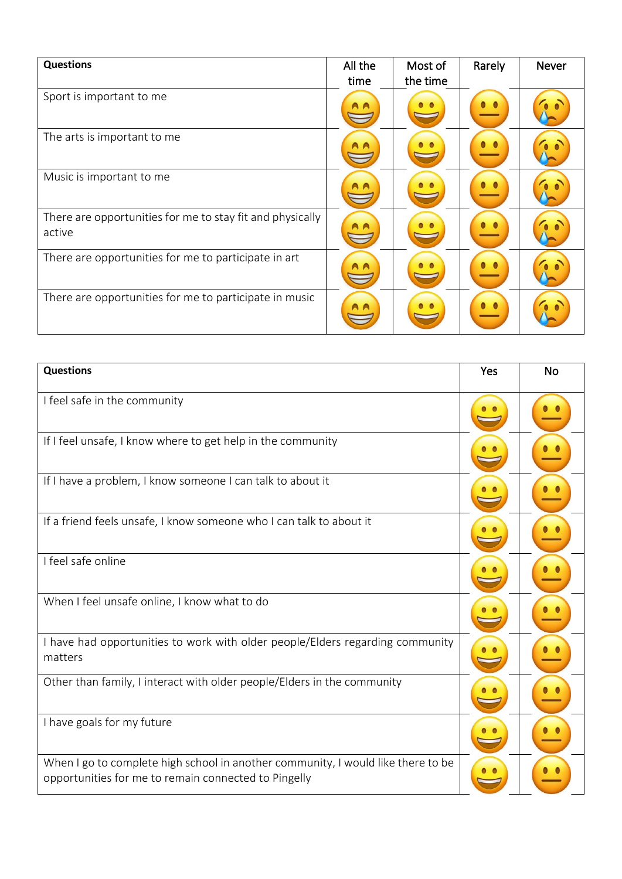| Questions | All the time | Most of the time | Rarely | Never |
|---|---|---|---|---|
| Sport is important to me | | | | |
| The arts is important to me | | | | |
| Music is important to me | | | | |
| There are opportunities for me to stay fit and physically active | | | | |
| There are opportunities for me to participate in art | | | | |
| There are opportunities for me to participate in music | | | | |

| Questions | Yes | No |
|---|---|---|
| I feel safe in the community | | |
| If I feel unsafe, I know where to get help in the community | | |
| If I have a problem, I know someone I can talk to about it | | |
| If a friend feels unsafe, I know someone who I can talk to about it | | |
| I feel safe online | | |
| When I feel unsafe online, I know what to do | | |
| I have had opportunities to work with older people/Elders regarding community matters | | |
| Other than family, I interact with older people/Elders in the community | | |
| I have goals for my future | | |
| When I go to complete high school in another community, I would like there to be opportunities for me to remain connected to Pingelly | | |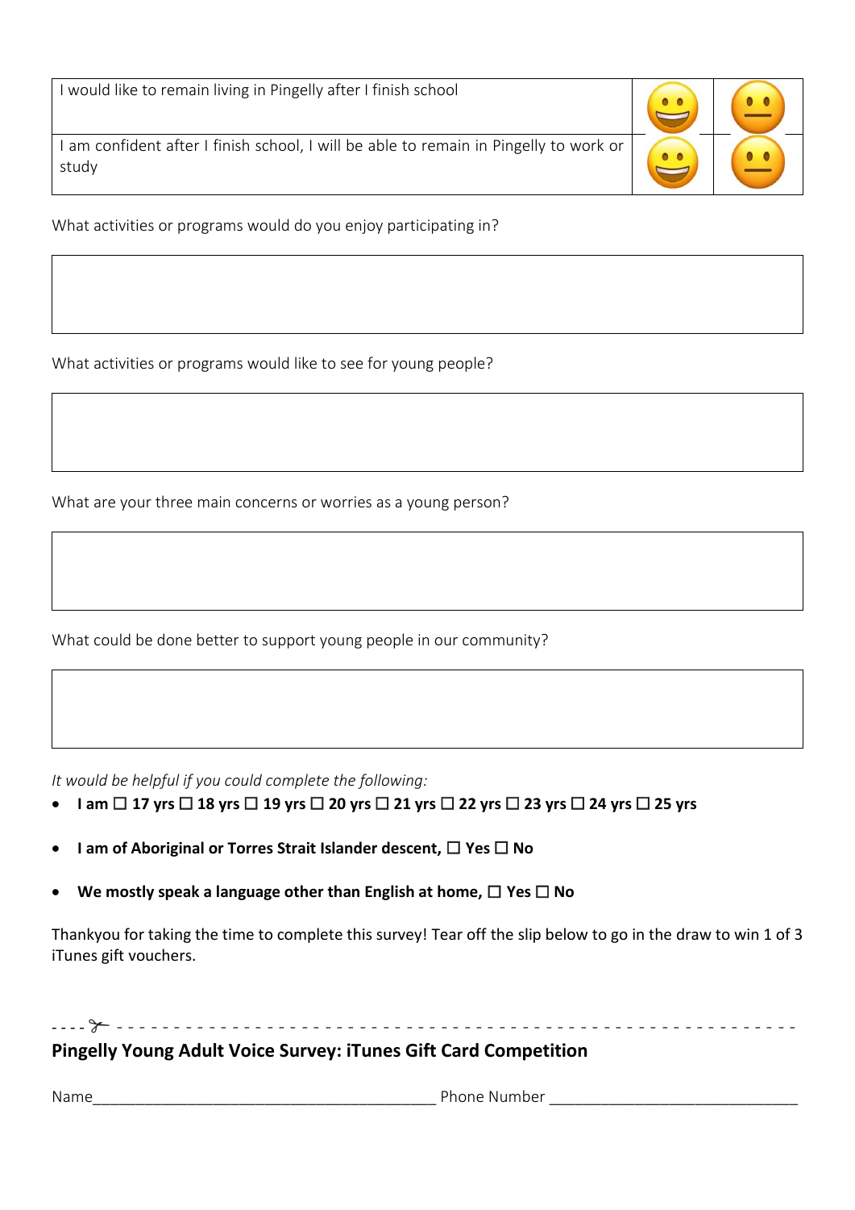| | | |
|---|---|---|
| I would like to remain living in Pingelly after I finish school | 😀 | 😐 |
| I am confident after I finish school, I will be able to remain in Pingelly to work or study | 😀 | 😐 |

What activities or programs would do you enjoy participating in?

What activities or programs would like to see for young people?

What are your three main concerns or worries as a young person?

What could be done better to support young people in our community?

*It would be helpful if you could complete the following:*

- **I am ☐ 17 yrs ☐ 18 yrs ☐ 19 yrs ☐ 20 yrs ☐ 21 yrs ☐ 22 yrs ☐ 23 yrs ☐ 24 yrs ☐ 25 yrs**
- **I am of Aboriginal or Torres Strait Islander descent, ☐ Yes ☐ No**
- **We mostly speak a language other than English at home, ☐ Yes ☐ No**

Thankyou for taking the time to complete this survey! Tear off the slip below to go in the draw to win 1 of 3 iTunes gift vouchers.

- - - - ✂ - - - - - - - - - - - - - - - - - - - - - - - - - - - - - - - - - - - - - - - - - - - - - - - - - - - - - - - - - - - - - - - -

**Pingelly Young Adult Voice Survey: iTunes Gift Card Competition**

Name________________________________________ Phone Number _____________________________